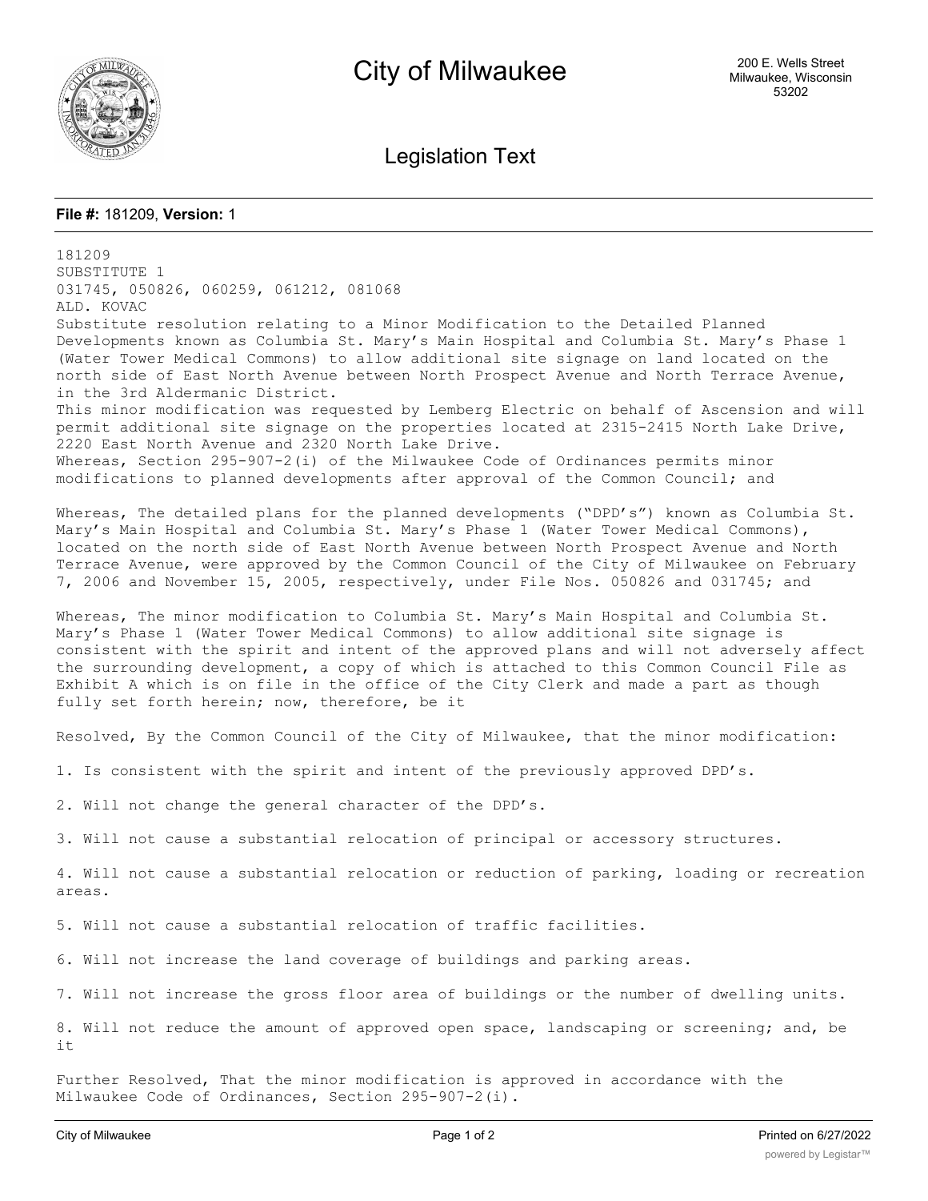# City of Milwaukee

200 E. Wells Street
Milwaukee, Wisconsin
53202

## Legislation Text

**File #:** 181209, **Version:** 1

181209
SUBSTITUTE 1
031745, 050826, 060259, 061212, 081068
ALD. KOVAC
Substitute resolution relating to a Minor Modification to the Detailed Planned Developments known as Columbia St. Mary's Main Hospital and Columbia St. Mary's Phase 1 (Water Tower Medical Commons) to allow additional site signage on land located on the north side of East North Avenue between North Prospect Avenue and North Terrace Avenue, in the 3rd Aldermanic District.
This minor modification was requested by Lemberg Electric on behalf of Ascension and will permit additional site signage on the properties located at 2315-2415 North Lake Drive, 2220 East North Avenue and 2320 North Lake Drive.
Whereas, Section 295-907-2(i) of the Milwaukee Code of Ordinances permits minor modifications to planned developments after approval of the Common Council; and

Whereas, The detailed plans for the planned developments ("DPD's") known as Columbia St. Mary's Main Hospital and Columbia St. Mary's Phase 1 (Water Tower Medical Commons), located on the north side of East North Avenue between North Prospect Avenue and North Terrace Avenue, were approved by the Common Council of the City of Milwaukee on February 7, 2006 and November 15, 2005, respectively, under File Nos. 050826 and 031745; and

Whereas, The minor modification to Columbia St. Mary's Main Hospital and Columbia St. Mary's Phase 1 (Water Tower Medical Commons) to allow additional site signage is consistent with the spirit and intent of the approved plans and will not adversely affect the surrounding development, a copy of which is attached to this Common Council File as Exhibit A which is on file in the office of the City Clerk and made a part as though fully set forth herein; now, therefore, be it

Resolved, By the Common Council of the City of Milwaukee, that the minor modification:

1. Is consistent with the spirit and intent of the previously approved DPD's.

2. Will not change the general character of the DPD's.

3. Will not cause a substantial relocation of principal or accessory structures.

4. Will not cause a substantial relocation or reduction of parking, loading or recreation areas.

5. Will not cause a substantial relocation of traffic facilities.

6. Will not increase the land coverage of buildings and parking areas.

7. Will not increase the gross floor area of buildings or the number of dwelling units.

8. Will not reduce the amount of approved open space, landscaping or screening; and, be it

Further Resolved, That the minor modification is approved in accordance with the Milwaukee Code of Ordinances, Section 295-907-2(i).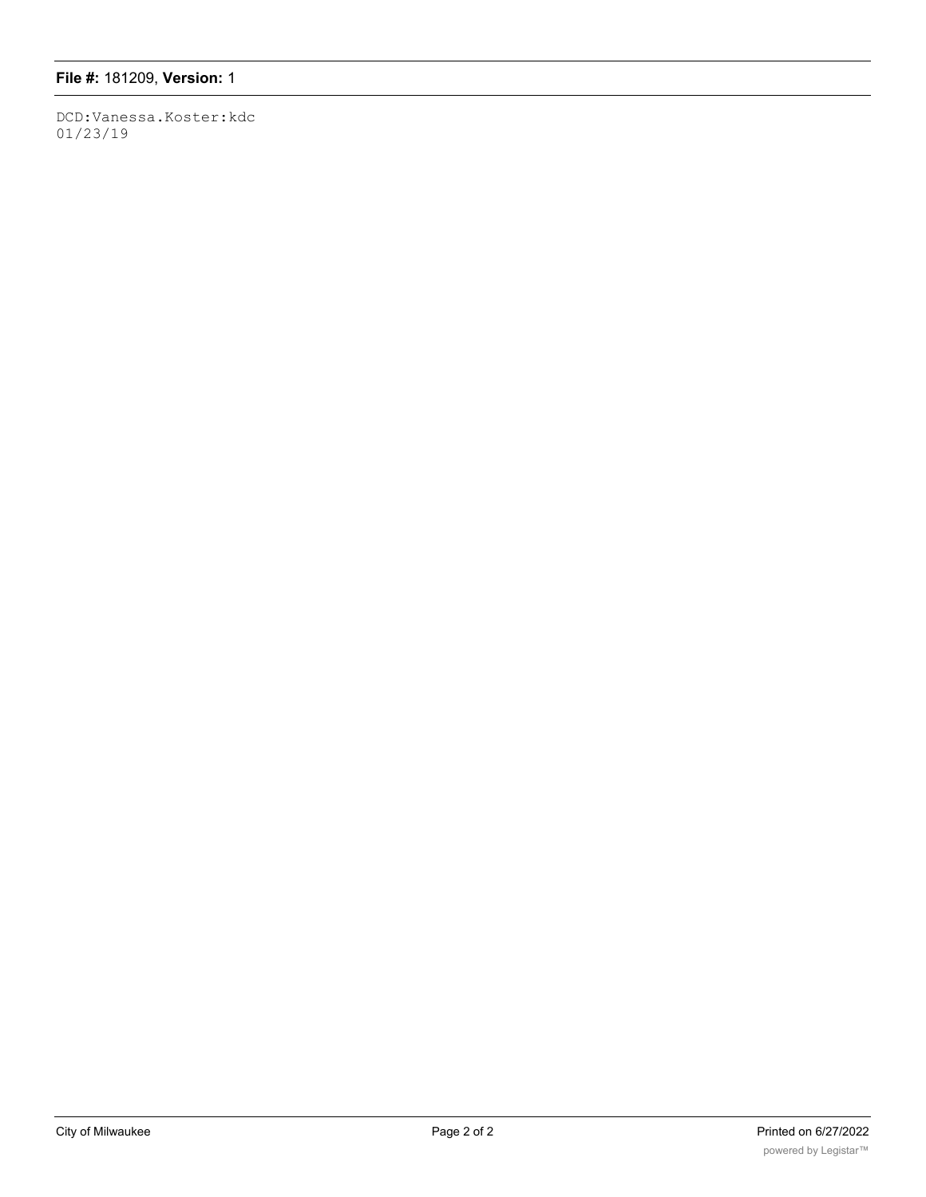DCD:Vanessa.Koster:kdc
01/23/19